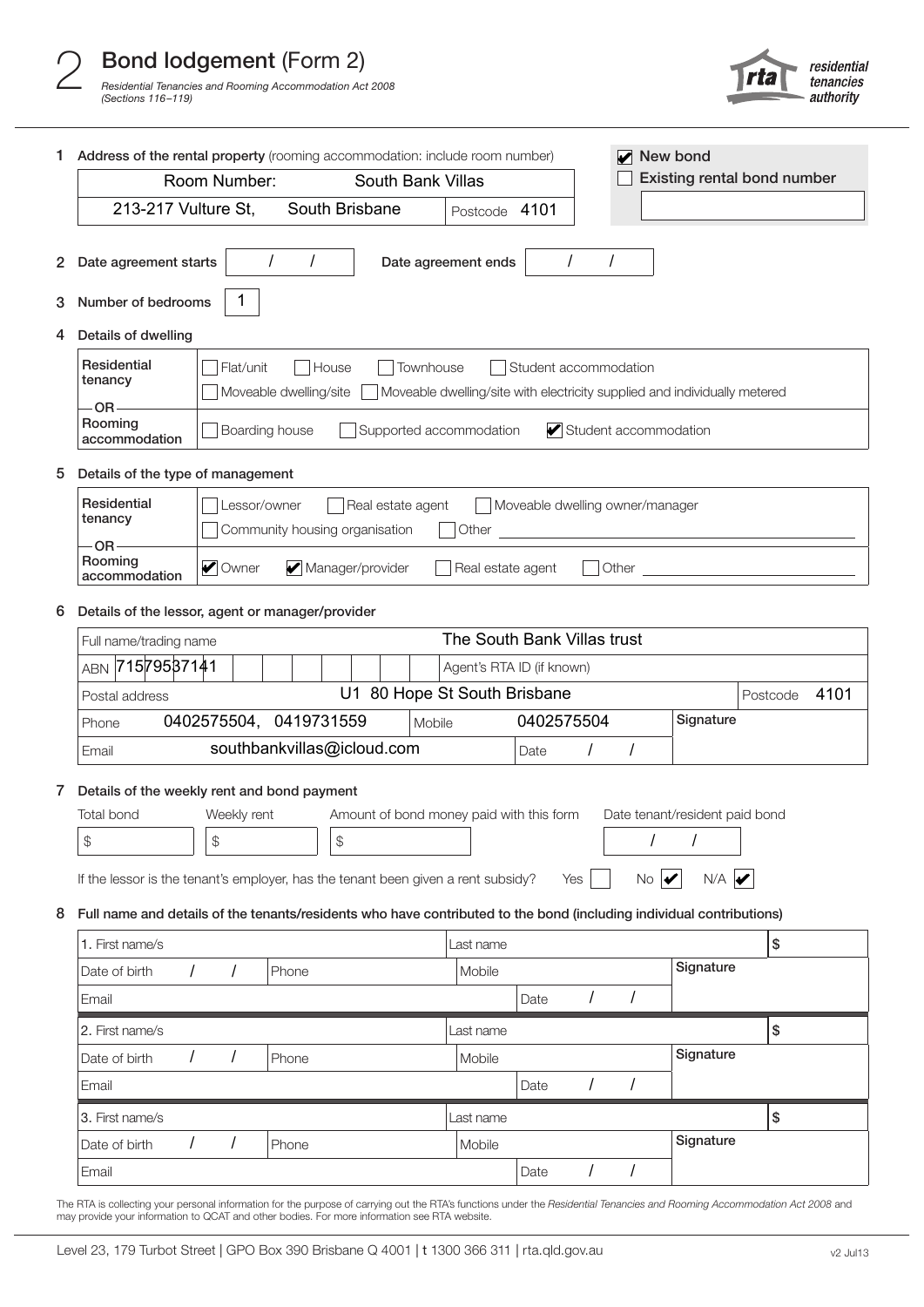# 2 Bond lodgement (Form 2)

*Residential Tenancies and Rooming Accommodation Act 2008 (Sections 116–119)*

residential tenancies authority

**1 Address of the rental property** (rooming accommodation: include room number)

Room Number: South Bank Villas
213-217 Vulture St, South Brisbane Postcode 4101

☑ New bond
☐ Existing rental bond number

**2 Date agreement starts** / / **Date agreement ends** / /

**3 Number of bedrooms** 1

**4 Details of dwelling**

| | |
|---|---|
| Residential tenancy | ☐ Flat/unit ☐ House ☐ Townhouse ☐ Student accommodation<br>☐ Moveable dwelling/site ☐ Moveable dwelling/site with electricity supplied and individually metered |
| — OR — Rooming accommodation | ☐ Boarding house ☐ Supported accommodation ☑ Student accommodation |

**5 Details of the type of management**

| | |
|---|---|
| Residential tenancy | ☐ Lessor/owner ☐ Real estate agent ☐ Moveable dwelling owner/manager<br>☐ Community housing organisation ☐ Other |
| — OR — Rooming accommodation | ☑ Owner ☑ Manager/provider ☐ Real estate agent ☐ Other |

**6 Details of the lessor, agent or manager/provider**

| | | | |
|---|---|---|---|
| Full name/trading name | The South Bank Villas trust | | |
| ABN 71579537141 | Agent's RTA ID (if known) | | |
| Postal address | U1 80 Hope St South Brisbane | Postcode 4101 | |
| Phone 0402575504, 0419731559 | Mobile 0402575504 | Signature | |
| Email southbankvillas@icloud.com | Date / / | | |

**7 Details of the weekly rent and bond payment**

| Total bond | Weekly rent | Amount of bond money paid with this form | Date tenant/resident paid bond |
|---|---|---|---|
| $ | $ | $ | / / |

If the lessor is the tenant's employer, has the tenant been given a rent subsidy? Yes ☐ No ☑ N/A ☑

**8 Full name and details of the tenants/residents who have contributed to the bond (including individual contributions)**

| | | | |
|---|---|---|---|
| 1. First name/s | | Last name | $ |
| Date of birth / / | Phone | Mobile | Signature |
| Email | | Date / / | |
| 2. First name/s | | Last name | $ |
| Date of birth / / | Phone | Mobile | Signature |
| Email | | Date / / | |
| 3. First name/s | | Last name | $ |
| Date of birth / / | Phone | Mobile | Signature |
| Email | | Date / / | |

The RTA is collecting your personal information for the purpose of carrying out the RTA's functions under the *Residential Tenancies and Rooming Accommodation Act 2008* and may provide your information to QCAT and other bodies. For more information see RTA website.

Level 23, 179 Turbot Street | GPO Box 390 Brisbane Q 4001 | t 1300 366 311 | rta.qld.gov.au

v2 Jul13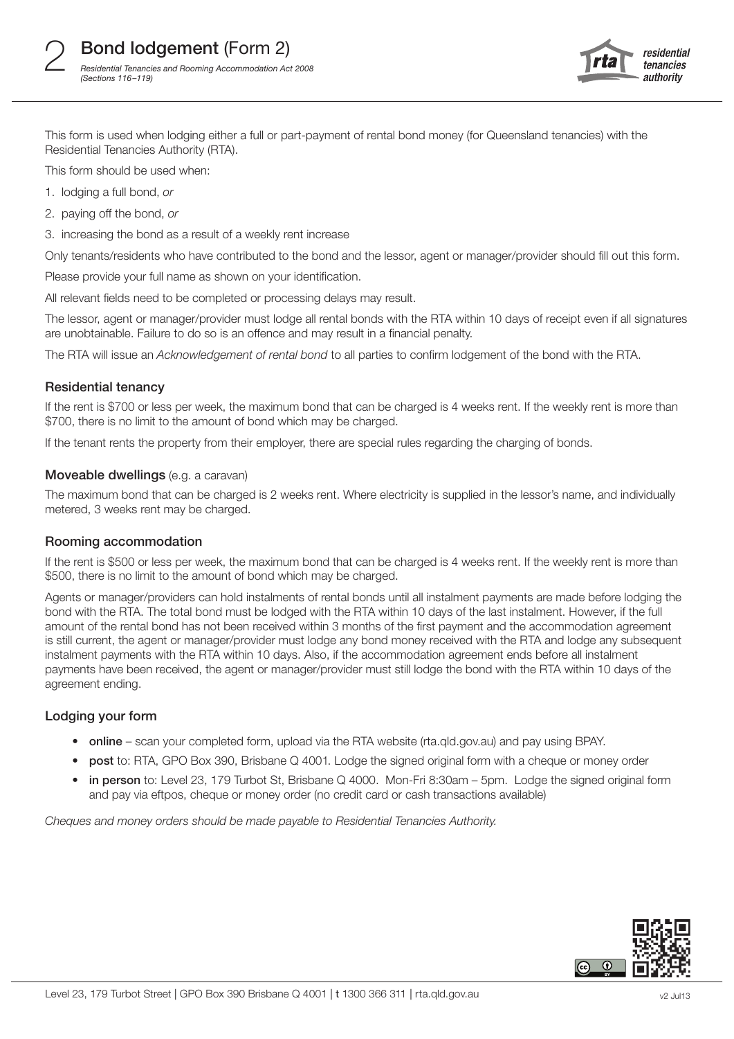# 2 Bond lodgement (Form 2)

*Residential Tenancies and Rooming Accommodation Act 2008 (Sections 116–119)*

This form is used when lodging either a full or part-payment of rental bond money (for Queensland tenancies) with the Residential Tenancies Authority (RTA).

This form should be used when:

1. lodging a full bond, *or*
2. paying off the bond, *or*
3. increasing the bond as a result of a weekly rent increase

Only tenants/residents who have contributed to the bond and the lessor, agent or manager/provider should fill out this form.

Please provide your full name as shown on your identification.

All relevant fields need to be completed or processing delays may result.

The lessor, agent or manager/provider must lodge all rental bonds with the RTA within 10 days of receipt even if all signatures are unobtainable. Failure to do so is an offence and may result in a financial penalty.

The RTA will issue an *Acknowledgement of rental bond* to all parties to confirm lodgement of the bond with the RTA.

### Residential tenancy

If the rent is $700 or less per week, the maximum bond that can be charged is 4 weeks rent. If the weekly rent is more than $700, there is no limit to the amount of bond which may be charged.

If the tenant rents the property from their employer, there are special rules regarding the charging of bonds.

### Moveable dwellings (e.g. a caravan)

The maximum bond that can be charged is 2 weeks rent. Where electricity is supplied in the lessor's name, and individually metered, 3 weeks rent may be charged.

### Rooming accommodation

If the rent is $500 or less per week, the maximum bond that can be charged is 4 weeks rent. If the weekly rent is more than $500, there is no limit to the amount of bond which may be charged.

Agents or manager/providers can hold instalments of rental bonds until all instalment payments are made before lodging the bond with the RTA. The total bond must be lodged with the RTA within 10 days of the last instalment. However, if the full amount of the rental bond has not been received within 3 months of the first payment and the accommodation agreement is still current, the agent or manager/provider must lodge any bond money received with the RTA and lodge any subsequent instalment payments with the RTA within 10 days. Also, if the accommodation agreement ends before all instalment payments have been received, the agent or manager/provider must still lodge the bond with the RTA within 10 days of the agreement ending.

### Lodging your form

- **online** – scan your completed form, upload via the RTA website (rta.qld.gov.au) and pay using BPAY.
- **post** to: RTA, GPO Box 390, Brisbane Q 4001. Lodge the signed original form with a cheque or money order
- **in person** to: Level 23, 179 Turbot St, Brisbane Q 4000. Mon-Fri 8:30am – 5pm. Lodge the signed original form and pay via eftpos, cheque or money order (no credit card or cash transactions available)

*Cheques and money orders should be made payable to Residential Tenancies Authority.*